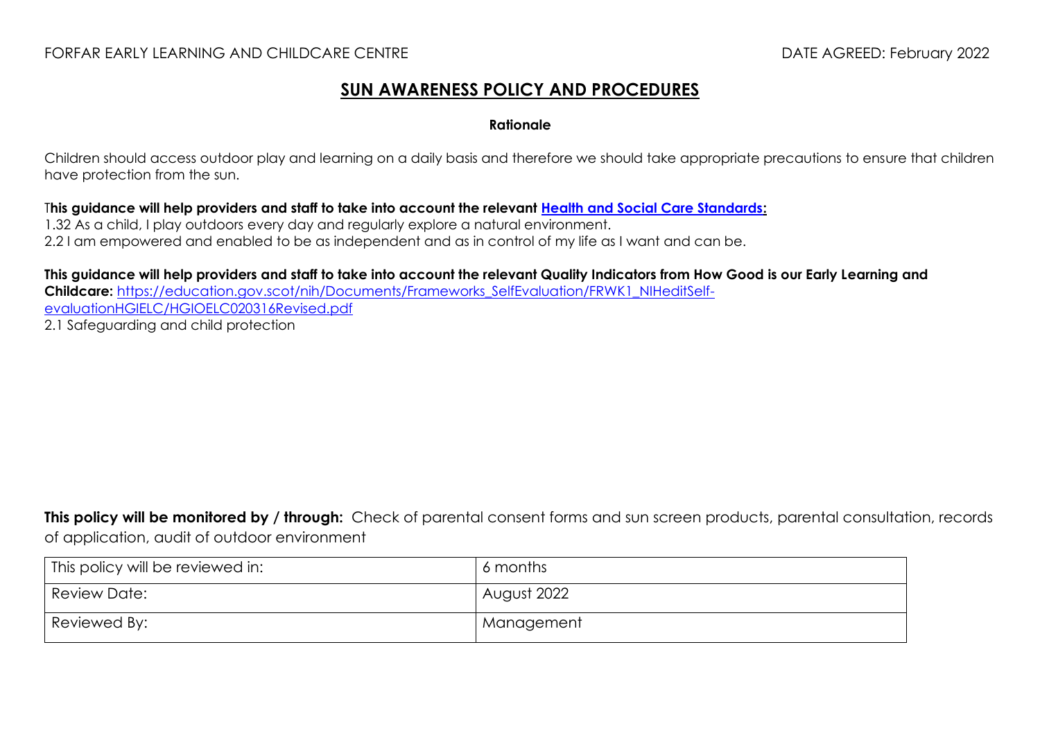FORFAR EARLY LEARNING AND CHILDCARE CENTRE DATE AGREED: February 2022

# SUN AWARENESS POLICY AND PROCEDURES

**Rationale**

Children should access outdoor play and learning on a daily basis and therefore we should take appropriate precautions to ensure that children have protection from the sun.

T**his guidance will help providers and staff to take into account the relevant [Health and Social Care Standards](#):**

1.32 As a child, I play outdoors every day and regularly explore a natural environment.
2.2 I am empowered and enabled to be as independent and as in control of my life as I want and can be.

**This guidance will help providers and staff to take into account the relevant Quality Indicators from How Good is our Early Learning and Childcare:** https://education.gov.scot/nih/Documents/Frameworks_SelfEvaluation/FRWK1_NIHeditSelf-evaluationHGIELC/HGIOELC020316Revised.pdf

2.1 Safeguarding and child protection

**This policy will be monitored by / through:** Check of parental consent forms and sun screen products, parental consultation, records of application, audit of outdoor environment

| This policy will be reviewed in: | 6 months |
|---|---|
| Review Date: | August 2022 |
| Reviewed By: | Management |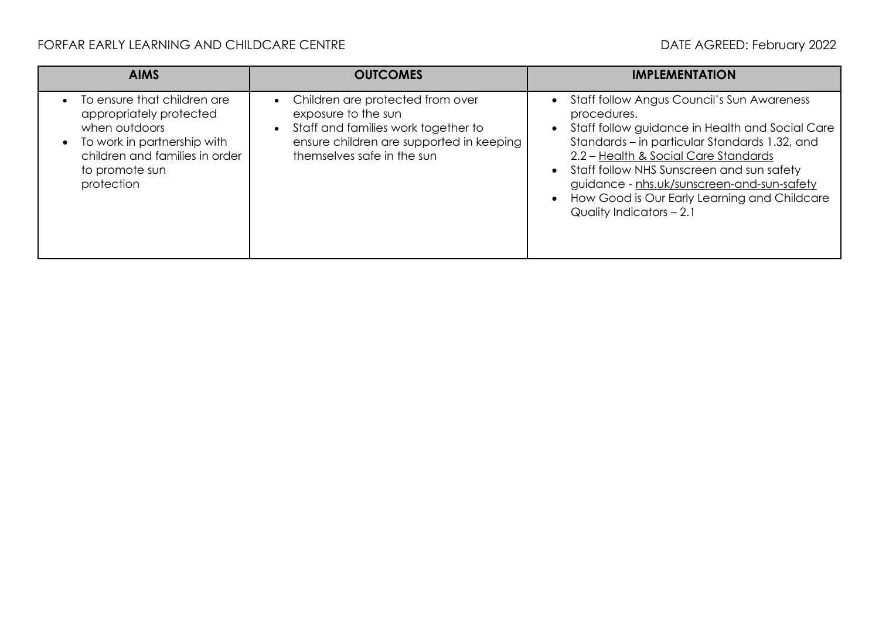FORFAR EARLY LEARNING AND CHILDCARE CENTRE DATE AGREED: February 2022

| AIMS | OUTCOMES | IMPLEMENTATION |
|---|---|---|
| • To ensure that children are appropriately protected when outdoors<br>• To work in partnership with children and families in order to promote sun protection | • Children are protected from over exposure to the sun<br>• Staff and families work together to ensure children are supported in keeping themselves safe in the sun | • Staff follow Angus Council's Sun Awareness procedures.<br>• Staff follow guidance in Health and Social Care Standards – in particular Standards 1.32, and 2.2 – Health & Social Care Standards<br>• Staff follow NHS Sunscreen and sun safety guidance - nhs.uk/sunscreen-and-sun-safety<br>• How Good is Our Early Learning and Childcare Quality Indicators – 2.1 |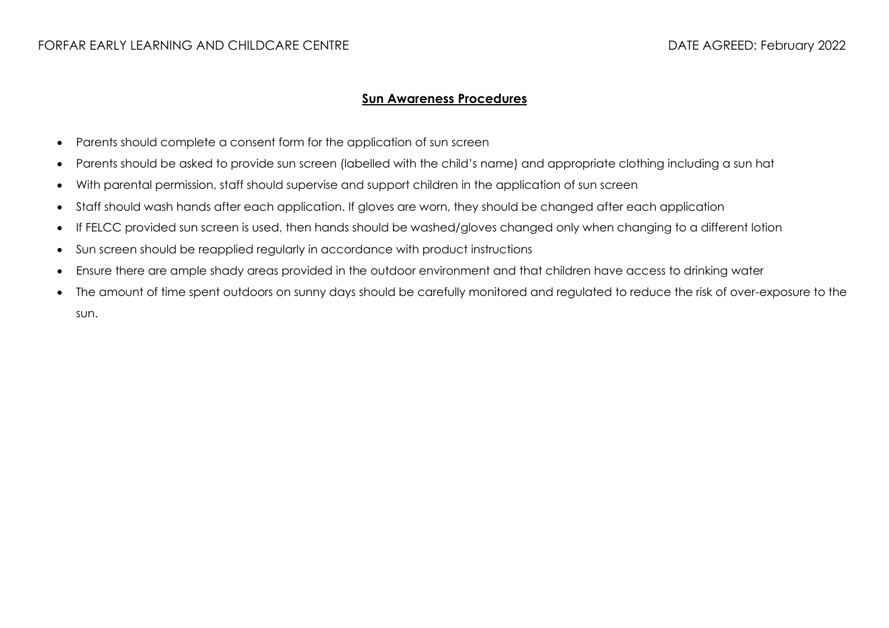## Sun Awareness Procedures

- Parents should complete a consent form for the application of sun screen
- Parents should be asked to provide sun screen (labelled with the child's name) and appropriate clothing including a sun hat
- With parental permission, staff should supervise and support children in the application of sun screen
- Staff should wash hands after each application. If gloves are worn, they should be changed after each application
- If FELCC provided sun screen is used, then hands should be washed/gloves changed only when changing to a different lotion
- Sun screen should be reapplied regularly in accordance with product instructions
- Ensure there are ample shady areas provided in the outdoor environment and that children have access to drinking water
- The amount of time spent outdoors on sunny days should be carefully monitored and regulated to reduce the risk of over-exposure to the sun.